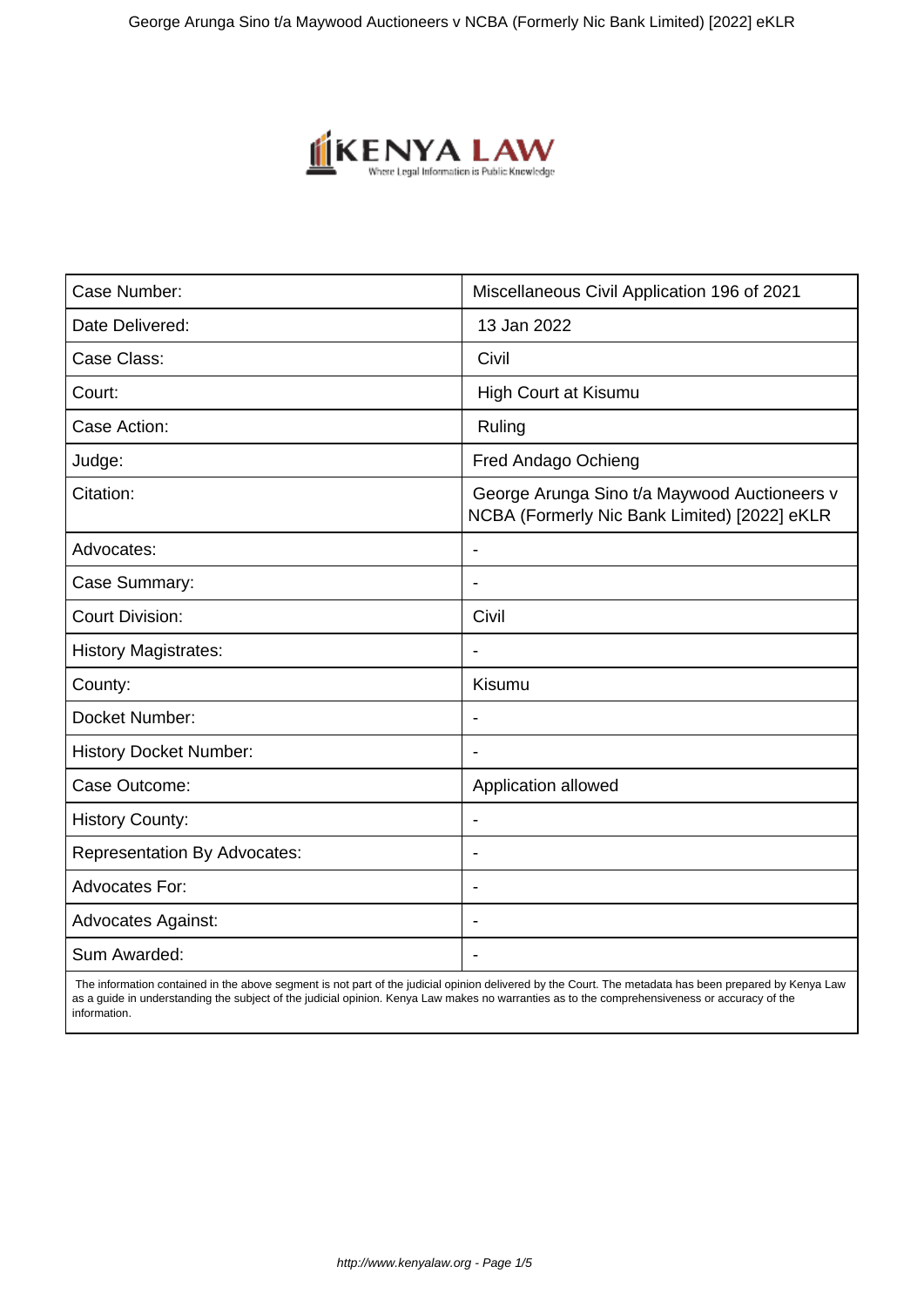| Case Number: | Miscellaneous Civil Application 196 of 2021 |
|---|---|
| Date Delivered: | 13 Jan 2022 |
| Case Class: | Civil |
| Court: | High Court at Kisumu |
| Case Action: | Ruling |
| Judge: | Fred Andago Ochieng |
| Citation: | George Arunga Sino t/a Maywood Auctioneers v NCBA (Formerly Nic Bank Limited) [2022] eKLR |
| Advocates: | - |
| Case Summary: | - |
| Court Division: | Civil |
| History Magistrates: | - |
| County: | Kisumu |
| Docket Number: | - |
| History Docket Number: | - |
| Case Outcome: | Application allowed |
| History County: | - |
| Representation By Advocates: | - |
| Advocates For: | - |
| Advocates Against: | - |
| Sum Awarded: | - |

The information contained in the above segment is not part of the judicial opinion delivered by the Court. The metadata has been prepared by Kenya Law as a guide in understanding the subject of the judicial opinion. Kenya Law makes no warranties as to the comprehensiveness or accuracy of the information.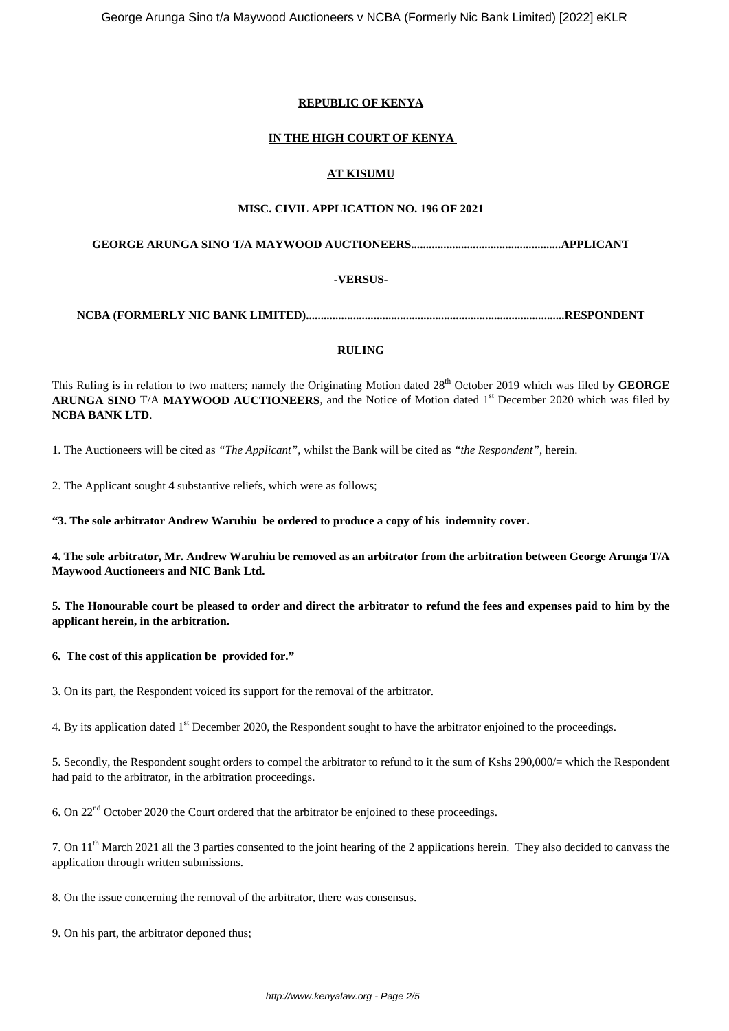**REPUBLIC OF KENYA**

**IN THE HIGH COURT OF KENYA**

**AT KISUMU**

**MISC. CIVIL APPLICATION NO. 196 OF 2021**

**GEORGE ARUNGA SINO T/A MAYWOOD AUCTIONEERS..................................................APPLICANT**

**-VERSUS-**

**NCBA (FORMERLY NIC BANK LIMITED)........................................................................................RESPONDENT**

**RULING**

This Ruling is in relation to two matters; namely the Originating Motion dated 28th October 2019 which was filed by **GEORGE ARUNGA SINO** T/A **MAYWOOD AUCTIONEERS**, and the Notice of Motion dated 1st December 2020 which was filed by **NCBA BANK LTD**.

1. The Auctioneers will be cited as *"The Applicant"*, whilst the Bank will be cited as *"the Respondent"*, herein.

2. The Applicant sought **4** substantive reliefs, which were as follows;

**"3. The sole arbitrator Andrew Waruhiu be ordered to produce a copy of his indemnity cover.**

**4. The sole arbitrator, Mr. Andrew Waruhiu be removed as an arbitrator from the arbitration between George Arunga T/A Maywood Auctioneers and NIC Bank Ltd.**

**5. The Honourable court be pleased to order and direct the arbitrator to refund the fees and expenses paid to him by the applicant herein, in the arbitration.**

**6. The cost of this application be provided for."**

3. On its part, the Respondent voiced its support for the removal of the arbitrator.

4. By its application dated 1st December 2020, the Respondent sought to have the arbitrator enjoined to the proceedings.

5. Secondly, the Respondent sought orders to compel the arbitrator to refund to it the sum of Kshs 290,000/= which the Respondent had paid to the arbitrator, in the arbitration proceedings.

6. On 22nd October 2020 the Court ordered that the arbitrator be enjoined to these proceedings.

7. On 11th March 2021 all the 3 parties consented to the joint hearing of the 2 applications herein. They also decided to canvass the application through written submissions.

8. On the issue concerning the removal of the arbitrator, there was consensus.

9. On his part, the arbitrator deponed thus;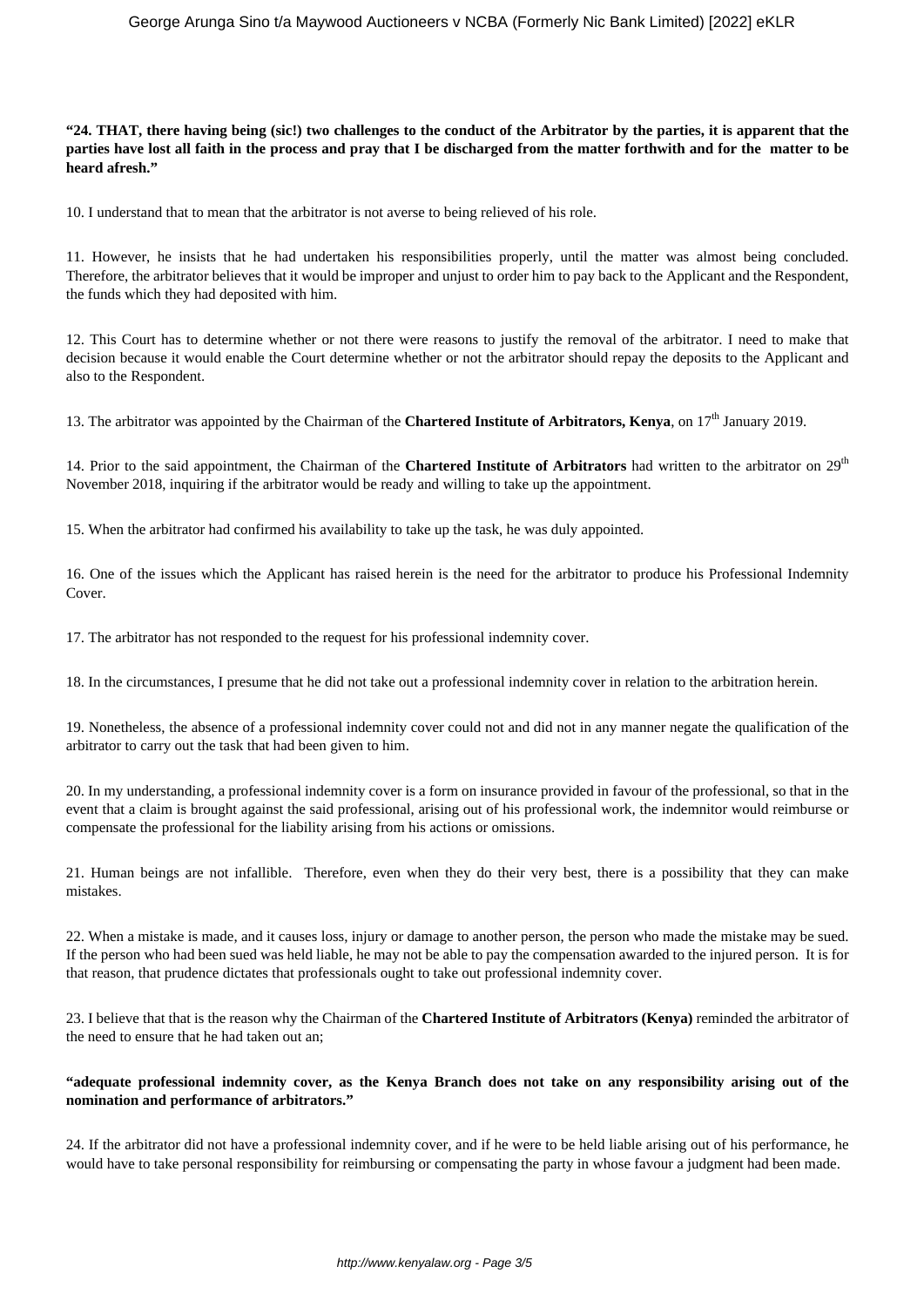**"24. THAT, there having being (sic!) two challenges to the conduct of the Arbitrator by the parties, it is apparent that the parties have lost all faith in the process and pray that I be discharged from the matter forthwith and for the matter to be heard afresh."**

10. I understand that to mean that the arbitrator is not averse to being relieved of his role.

11. However, he insists that he had undertaken his responsibilities properly, until the matter was almost being concluded. Therefore, the arbitrator believes that it would be improper and unjust to order him to pay back to the Applicant and the Respondent, the funds which they had deposited with him.

12. This Court has to determine whether or not there were reasons to justify the removal of the arbitrator. I need to make that decision because it would enable the Court determine whether or not the arbitrator should repay the deposits to the Applicant and also to the Respondent.

13. The arbitrator was appointed by the Chairman of the **Chartered Institute of Arbitrators, Kenya**, on 17th January 2019.

14. Prior to the said appointment, the Chairman of the **Chartered Institute of Arbitrators** had written to the arbitrator on 29th November 2018, inquiring if the arbitrator would be ready and willing to take up the appointment.

15. When the arbitrator had confirmed his availability to take up the task, he was duly appointed.

16. One of the issues which the Applicant has raised herein is the need for the arbitrator to produce his Professional Indemnity Cover.

17. The arbitrator has not responded to the request for his professional indemnity cover.

18. In the circumstances, I presume that he did not take out a professional indemnity cover in relation to the arbitration herein.

19. Nonetheless, the absence of a professional indemnity cover could not and did not in any manner negate the qualification of the arbitrator to carry out the task that had been given to him.

20. In my understanding, a professional indemnity cover is a form on insurance provided in favour of the professional, so that in the event that a claim is brought against the said professional, arising out of his professional work, the indemnitor would reimburse or compensate the professional for the liability arising from his actions or omissions.

21. Human beings are not infallible. Therefore, even when they do their very best, there is a possibility that they can make mistakes.

22. When a mistake is made, and it causes loss, injury or damage to another person, the person who made the mistake may be sued. If the person who had been sued was held liable, he may not be able to pay the compensation awarded to the injured person. It is for that reason, that prudence dictates that professionals ought to take out professional indemnity cover.

23. I believe that that is the reason why the Chairman of the **Chartered Institute of Arbitrators (Kenya)** reminded the arbitrator of the need to ensure that he had taken out an;

**"adequate professional indemnity cover, as the Kenya Branch does not take on any responsibility arising out of the nomination and performance of arbitrators."**

24. If the arbitrator did not have a professional indemnity cover, and if he were to be held liable arising out of his performance, he would have to take personal responsibility for reimbursing or compensating the party in whose favour a judgment had been made.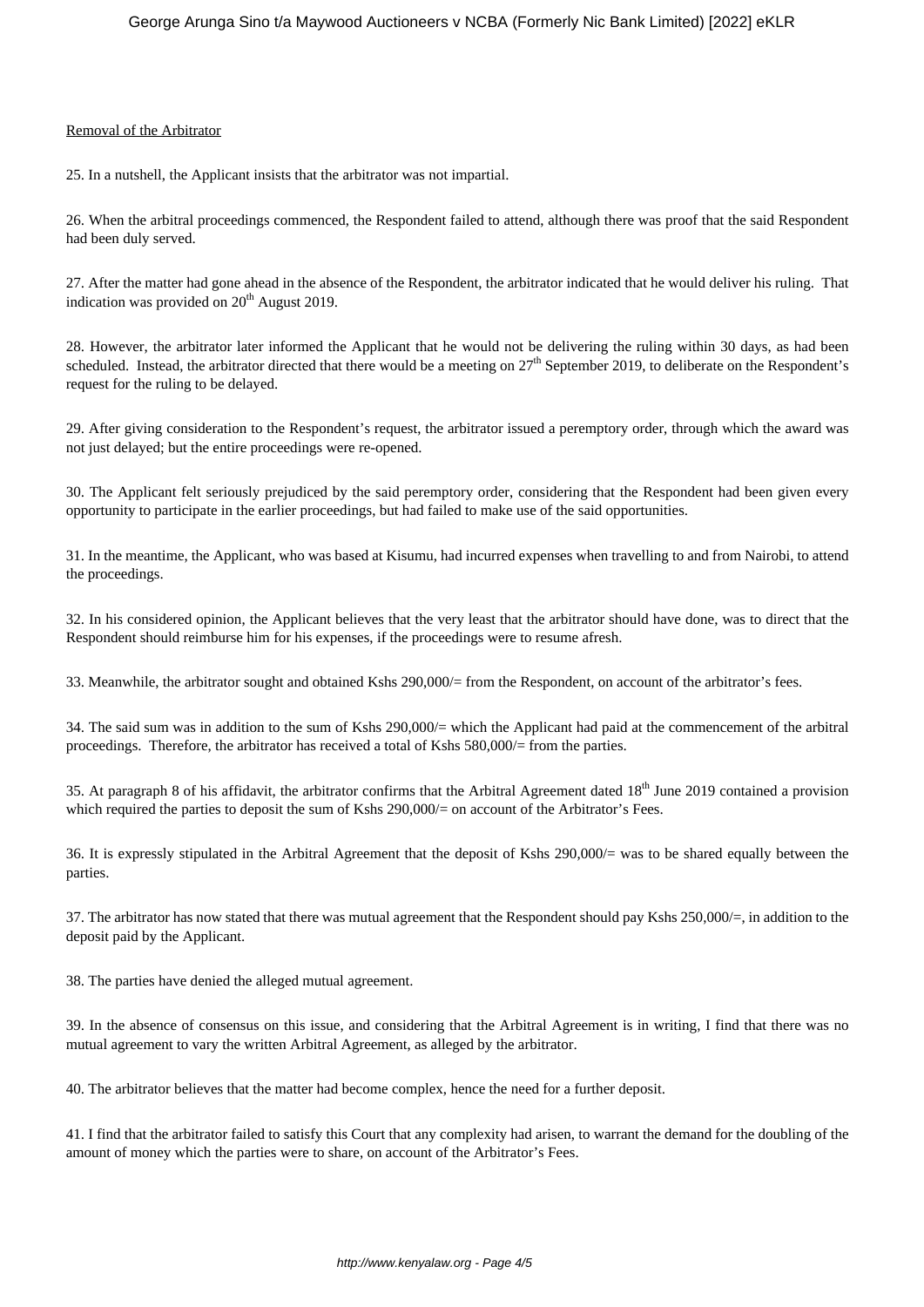Removal of the Arbitrator

25. In a nutshell, the Applicant insists that the arbitrator was not impartial.

26. When the arbitral proceedings commenced, the Respondent failed to attend, although there was proof that the said Respondent had been duly served.

27. After the matter had gone ahead in the absence of the Respondent, the arbitrator indicated that he would deliver his ruling. That indication was provided on 20th August 2019.

28. However, the arbitrator later informed the Applicant that he would not be delivering the ruling within 30 days, as had been scheduled. Instead, the arbitrator directed that there would be a meeting on 27th September 2019, to deliberate on the Respondent's request for the ruling to be delayed.

29. After giving consideration to the Respondent's request, the arbitrator issued a peremptory order, through which the award was not just delayed; but the entire proceedings were re-opened.

30. The Applicant felt seriously prejudiced by the said peremptory order, considering that the Respondent had been given every opportunity to participate in the earlier proceedings, but had failed to make use of the said opportunities.

31. In the meantime, the Applicant, who was based at Kisumu, had incurred expenses when travelling to and from Nairobi, to attend the proceedings.

32. In his considered opinion, the Applicant believes that the very least that the arbitrator should have done, was to direct that the Respondent should reimburse him for his expenses, if the proceedings were to resume afresh.

33. Meanwhile, the arbitrator sought and obtained Kshs 290,000/= from the Respondent, on account of the arbitrator's fees.

34. The said sum was in addition to the sum of Kshs 290,000/= which the Applicant had paid at the commencement of the arbitral proceedings. Therefore, the arbitrator has received a total of Kshs 580,000/= from the parties.

35. At paragraph 8 of his affidavit, the arbitrator confirms that the Arbitral Agreement dated 18th June 2019 contained a provision which required the parties to deposit the sum of Kshs 290,000/= on account of the Arbitrator's Fees.

36. It is expressly stipulated in the Arbitral Agreement that the deposit of Kshs 290,000/= was to be shared equally between the parties.

37. The arbitrator has now stated that there was mutual agreement that the Respondent should pay Kshs 250,000/=, in addition to the deposit paid by the Applicant.

38. The parties have denied the alleged mutual agreement.

39. In the absence of consensus on this issue, and considering that the Arbitral Agreement is in writing, I find that there was no mutual agreement to vary the written Arbitral Agreement, as alleged by the arbitrator.

40. The arbitrator believes that the matter had become complex, hence the need for a further deposit.

41. I find that the arbitrator failed to satisfy this Court that any complexity had arisen, to warrant the demand for the doubling of the amount of money which the parties were to share, on account of the Arbitrator's Fees.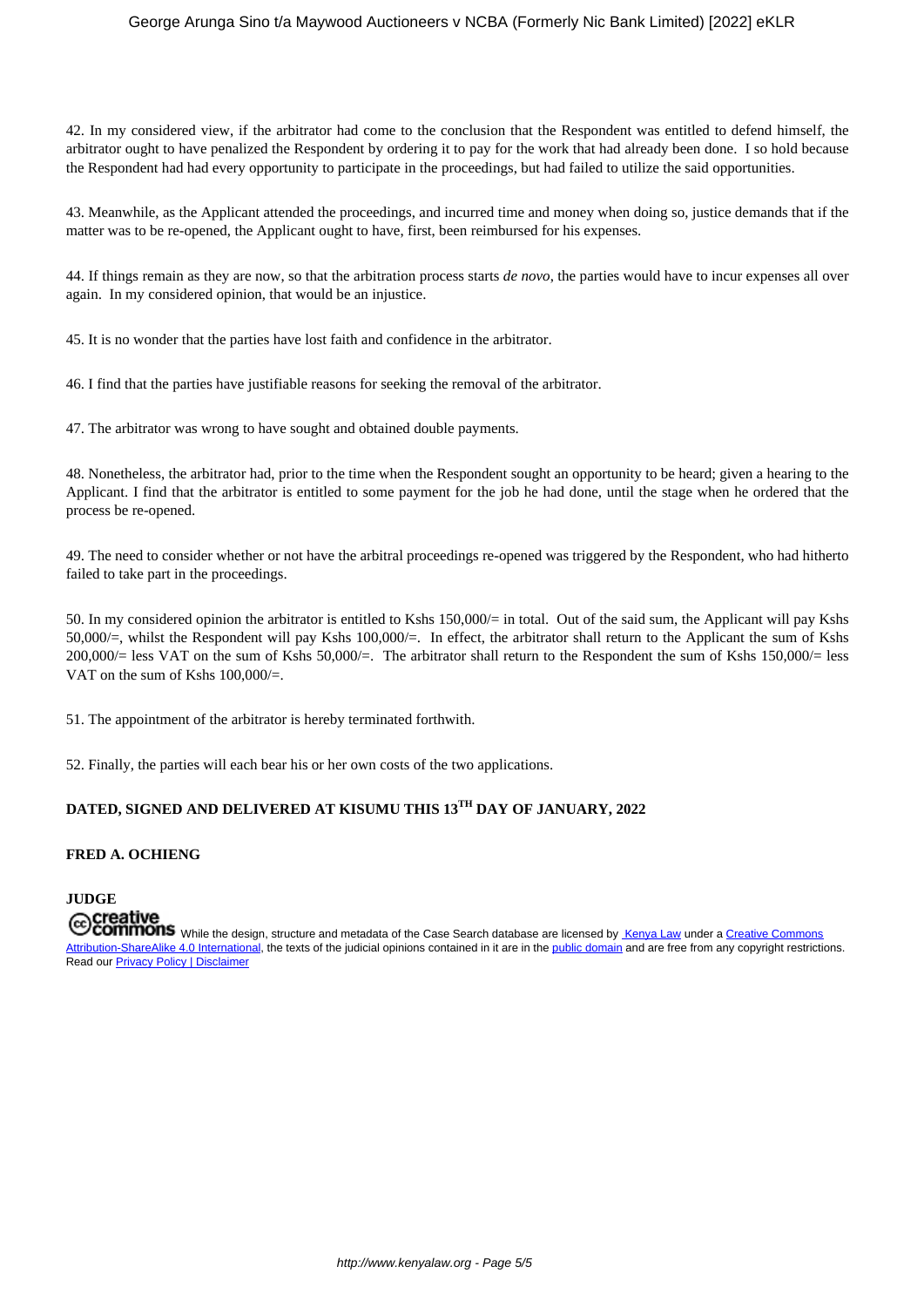42. In my considered view, if the arbitrator had come to the conclusion that the Respondent was entitled to defend himself, the arbitrator ought to have penalized the Respondent by ordering it to pay for the work that had already been done. I so hold because the Respondent had had every opportunity to participate in the proceedings, but had failed to utilize the said opportunities.

43. Meanwhile, as the Applicant attended the proceedings, and incurred time and money when doing so, justice demands that if the matter was to be re-opened, the Applicant ought to have, first, been reimbursed for his expenses.

44. If things remain as they are now, so that the arbitration process starts *de novo*, the parties would have to incur expenses all over again. In my considered opinion, that would be an injustice.

45. It is no wonder that the parties have lost faith and confidence in the arbitrator.

46. I find that the parties have justifiable reasons for seeking the removal of the arbitrator.

47. The arbitrator was wrong to have sought and obtained double payments.

48. Nonetheless, the arbitrator had, prior to the time when the Respondent sought an opportunity to be heard; given a hearing to the Applicant. I find that the arbitrator is entitled to some payment for the job he had done, until the stage when he ordered that the process be re-opened.

49. The need to consider whether or not have the arbitral proceedings re-opened was triggered by the Respondent, who had hitherto failed to take part in the proceedings.

50. In my considered opinion the arbitrator is entitled to Kshs 150,000/= in total. Out of the said sum, the Applicant will pay Kshs 50,000/=, whilst the Respondent will pay Kshs 100,000/=. In effect, the arbitrator shall return to the Applicant the sum of Kshs 200,000/= less VAT on the sum of Kshs 50,000/=. The arbitrator shall return to the Respondent the sum of Kshs 150,000/= less VAT on the sum of Kshs 100,000/=.

51. The appointment of the arbitrator is hereby terminated forthwith.

52. Finally, the parties will each bear his or her own costs of the two applications.

**DATED, SIGNED AND DELIVERED AT KISUMU THIS 13TH DAY OF JANUARY, 2022**

**FRED A. OCHIENG**

**JUDGE**

While the design, structure and metadata of the Case Search database are licensed by Kenya Law under a Creative Commons Attribution-ShareAlike 4.0 International, the texts of the judicial opinions contained in it are in the public domain and are free from any copyright restrictions. Read our Privacy Policy | Disclaimer